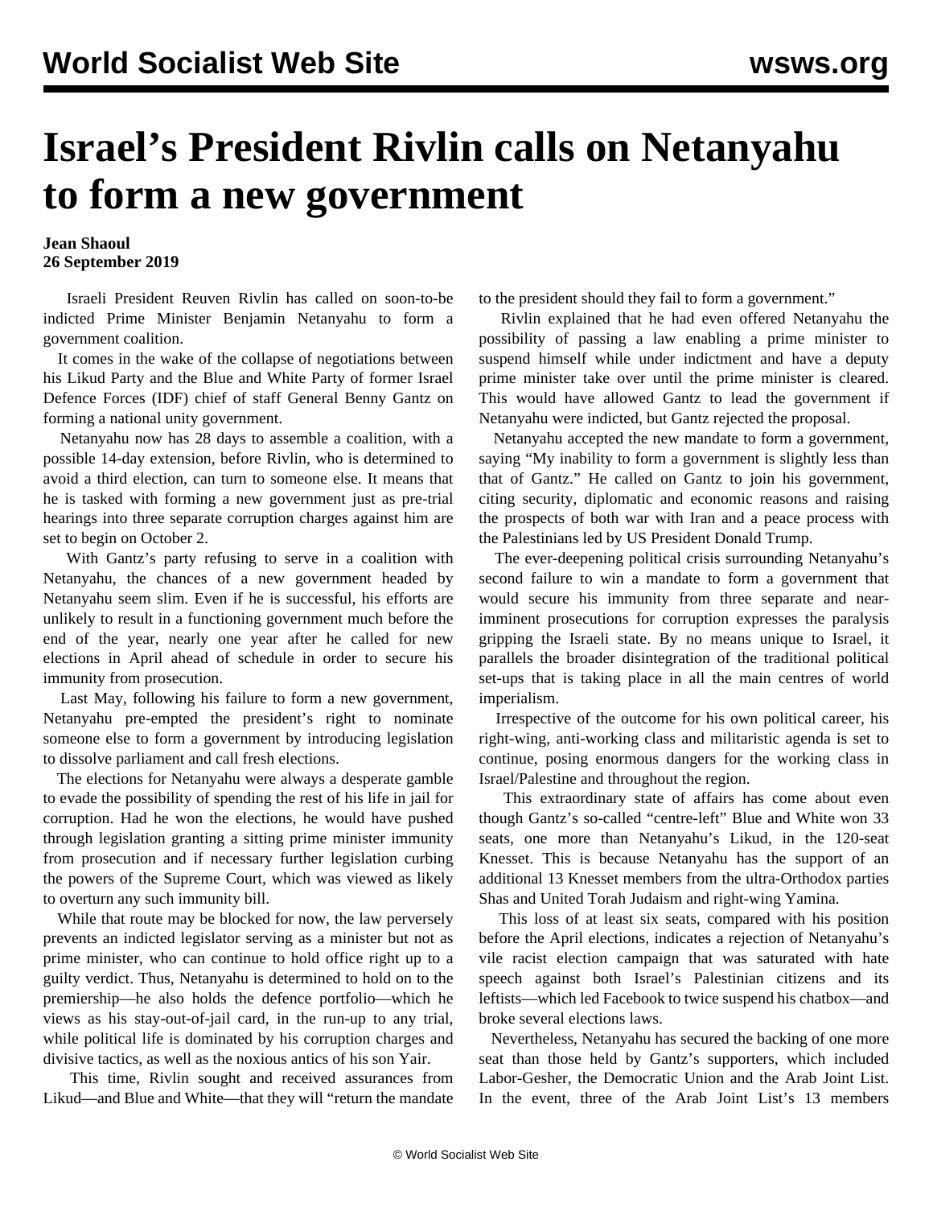# Israel's President Rivlin calls on Netanyahu to form a new government

**Jean Shaoul**
**26 September 2019**

Israeli President Reuven Rivlin has called on soon-to-be indicted Prime Minister Benjamin Netanyahu to form a government coalition.

It comes in the wake of the collapse of negotiations between his Likud Party and the Blue and White Party of former Israel Defence Forces (IDF) chief of staff General Benny Gantz on forming a national unity government.

Netanyahu now has 28 days to assemble a coalition, with a possible 14-day extension, before Rivlin, who is determined to avoid a third election, can turn to someone else. It means that he is tasked with forming a new government just as pre-trial hearings into three separate corruption charges against him are set to begin on October 2.

With Gantz's party refusing to serve in a coalition with Netanyahu, the chances of a new government headed by Netanyahu seem slim. Even if he is successful, his efforts are unlikely to result in a functioning government much before the end of the year, nearly one year after he called for new elections in April ahead of schedule in order to secure his immunity from prosecution.

Last May, following his failure to form a new government, Netanyahu pre-empted the president's right to nominate someone else to form a government by introducing legislation to dissolve parliament and call fresh elections.

The elections for Netanyahu were always a desperate gamble to evade the possibility of spending the rest of his life in jail for corruption. Had he won the elections, he would have pushed through legislation granting a sitting prime minister immunity from prosecution and if necessary further legislation curbing the powers of the Supreme Court, which was viewed as likely to overturn any such immunity bill.

While that route may be blocked for now, the law perversely prevents an indicted legislator serving as a minister but not as prime minister, who can continue to hold office right up to a guilty verdict. Thus, Netanyahu is determined to hold on to the premiership—he also holds the defence portfolio—which he views as his stay-out-of-jail card, in the run-up to any trial, while political life is dominated by his corruption charges and divisive tactics, as well as the noxious antics of his son Yair.

This time, Rivlin sought and received assurances from Likud—and Blue and White—that they will "return the mandate to the president should they fail to form a government."

Rivlin explained that he had even offered Netanyahu the possibility of passing a law enabling a prime minister to suspend himself while under indictment and have a deputy prime minister take over until the prime minister is cleared. This would have allowed Gantz to lead the government if Netanyahu were indicted, but Gantz rejected the proposal.

Netanyahu accepted the new mandate to form a government, saying "My inability to form a government is slightly less than that of Gantz." He called on Gantz to join his government, citing security, diplomatic and economic reasons and raising the prospects of both war with Iran and a peace process with the Palestinians led by US President Donald Trump.

The ever-deepening political crisis surrounding Netanyahu's second failure to win a mandate to form a government that would secure his immunity from three separate and near-imminent prosecutions for corruption expresses the paralysis gripping the Israeli state. By no means unique to Israel, it parallels the broader disintegration of the traditional political set-ups that is taking place in all the main centres of world imperialism.

Irrespective of the outcome for his own political career, his right-wing, anti-working class and militaristic agenda is set to continue, posing enormous dangers for the working class in Israel/Palestine and throughout the region.

This extraordinary state of affairs has come about even though Gantz's so-called "centre-left" Blue and White won 33 seats, one more than Netanyahu's Likud, in the 120-seat Knesset. This is because Netanyahu has the support of an additional 13 Knesset members from the ultra-Orthodox parties Shas and United Torah Judaism and right-wing Yamina.

This loss of at least six seats, compared with his position before the April elections, indicates a rejection of Netanyahu's vile racist election campaign that was saturated with hate speech against both Israel's Palestinian citizens and its leftists—which led Facebook to twice suspend his chatbox—and broke several elections laws.

Nevertheless, Netanyahu has secured the backing of one more seat than those held by Gantz's supporters, which included Labor-Gesher, the Democratic Union and the Arab Joint List. In the event, three of the Arab Joint List's 13 members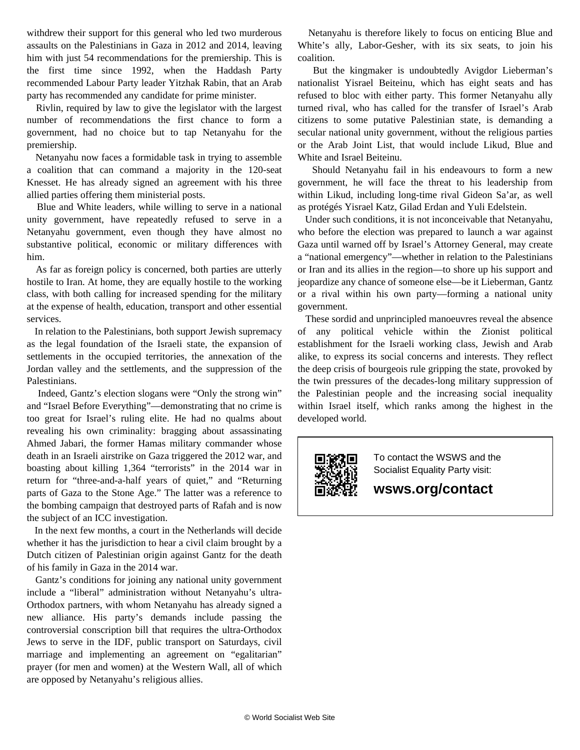withdrew their support for this general who led two murderous assaults on the Palestinians in Gaza in 2012 and 2014, leaving him with just 54 recommendations for the premiership. This is the first time since 1992, when the Haddash Party recommended Labour Party leader Yitzhak Rabin, that an Arab party has recommended any candidate for prime minister.

Rivlin, required by law to give the legislator with the largest number of recommendations the first chance to form a government, had no choice but to tap Netanyahu for the premiership.

Netanyahu now faces a formidable task in trying to assemble a coalition that can command a majority in the 120-seat Knesset. He has already signed an agreement with his three allied parties offering them ministerial posts.

Blue and White leaders, while willing to serve in a national unity government, have repeatedly refused to serve in a Netanyahu government, even though they have almost no substantive political, economic or military differences with him.

As far as foreign policy is concerned, both parties are utterly hostile to Iran. At home, they are equally hostile to the working class, with both calling for increased spending for the military at the expense of health, education, transport and other essential services.

In relation to the Palestinians, both support Jewish supremacy as the legal foundation of the Israeli state, the expansion of settlements in the occupied territories, the annexation of the Jordan valley and the settlements, and the suppression of the Palestinians.

Indeed, Gantz's election slogans were "Only the strong win" and "Israel Before Everything"—demonstrating that no crime is too great for Israel's ruling elite. He had no qualms about revealing his own criminality: bragging about assassinating Ahmed Jabari, the former Hamas military commander whose death in an Israeli airstrike on Gaza triggered the 2012 war, and boasting about killing 1,364 "terrorists" in the 2014 war in return for "three-and-a-half years of quiet," and "Returning parts of Gaza to the Stone Age." The latter was a reference to the bombing campaign that destroyed parts of Rafah and is now the subject of an ICC investigation.

In the next few months, a court in the Netherlands will decide whether it has the jurisdiction to hear a civil claim brought by a Dutch citizen of Palestinian origin against Gantz for the death of his family in Gaza in the 2014 war.

Gantz's conditions for joining any national unity government include a "liberal" administration without Netanyahu's ultra-Orthodox partners, with whom Netanyahu has already signed a new alliance. His party's demands include passing the controversial conscription bill that requires the ultra-Orthodox Jews to serve in the IDF, public transport on Saturdays, civil marriage and implementing an agreement on "egalitarian" prayer (for men and women) at the Western Wall, all of which are opposed by Netanyahu's religious allies.

Netanyahu is therefore likely to focus on enticing Blue and White's ally, Labor-Gesher, with its six seats, to join his coalition.

But the kingmaker is undoubtedly Avigdor Lieberman's nationalist Yisrael Beiteinu, which has eight seats and has refused to bloc with either party. This former Netanyahu ally turned rival, who has called for the transfer of Israel's Arab citizens to some putative Palestinian state, is demanding a secular national unity government, without the religious parties or the Arab Joint List, that would include Likud, Blue and White and Israel Beiteinu.

Should Netanyahu fail in his endeavours to form a new government, he will face the threat to his leadership from within Likud, including long-time rival Gideon Sa'ar, as well as protégés Yisrael Katz, Gilad Erdan and Yuli Edelstein.

Under such conditions, it is not inconceivable that Netanyahu, who before the election was prepared to launch a war against Gaza until warned off by Israel's Attorney General, may create a "national emergency"—whether in relation to the Palestinians or Iran and its allies in the region—to shore up his support and jeopardize any chance of someone else—be it Lieberman, Gantz or a rival within his own party—forming a national unity government.

These sordid and unprincipled manoeuvres reveal the absence of any political vehicle within the Zionist political establishment for the Israeli working class, Jewish and Arab alike, to express its social concerns and interests. They reflect the deep crisis of bourgeois rule gripping the state, provoked by the twin pressures of the decades-long military suppression of the Palestinian people and the increasing social inequality within Israel itself, which ranks among the highest in the developed world.

To contact the WSWS and the Socialist Equality Party visit:

**wsws.org/contact**